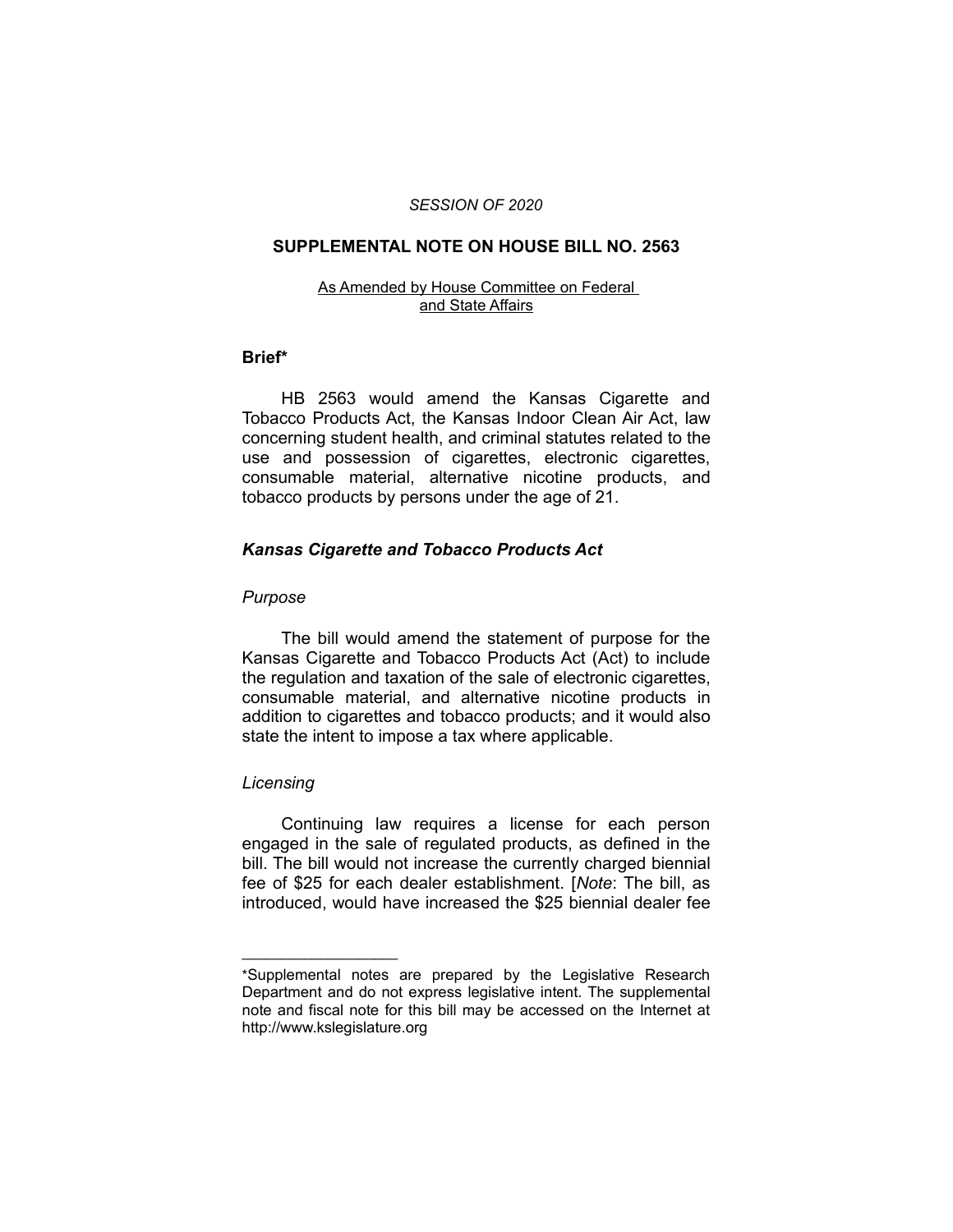*SESSION OF 2020*

## SUPPLEMENTAL NOTE ON HOUSE BILL NO. 2563

As Amended by House Committee on Federal and State Affairs

### Brief*

HB 2563 would amend the Kansas Cigarette and Tobacco Products Act, the Kansas Indoor Clean Air Act, law concerning student health, and criminal statutes related to the use and possession of cigarettes, electronic cigarettes, consumable material, alternative nicotine products, and tobacco products by persons under the age of 21.

### *Kansas Cigarette and Tobacco Products Act*

*Purpose*

The bill would amend the statement of purpose for the Kansas Cigarette and Tobacco Products Act (Act) to include the regulation and taxation of the sale of electronic cigarettes, consumable material, and alternative nicotine products in addition to cigarettes and tobacco products; and it would also state the intent to impose a tax where applicable.

*Licensing*

Continuing law requires a license for each person engaged in the sale of regulated products, as defined in the bill. The bill would not increase the currently charged biennial fee of $25 for each dealer establishment. [*Note*: The bill, as introduced, would have increased the $25 biennial dealer fee

---

*Supplemental notes are prepared by the Legislative Research Department and do not express legislative intent. The supplemental note and fiscal note for this bill may be accessed on the Internet at http://www.kslegislature.org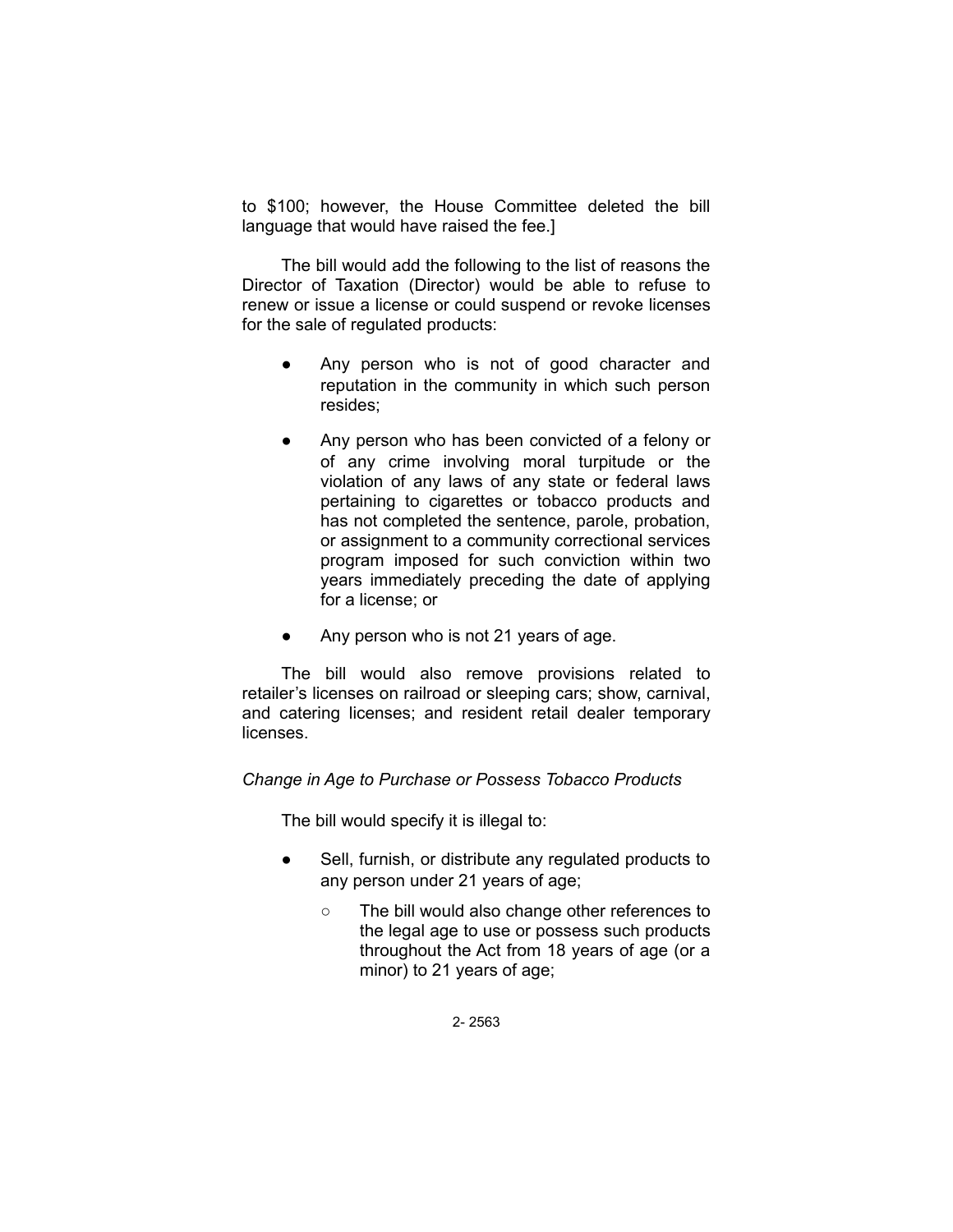to $100; however, the House Committee deleted the bill language that would have raised the fee.]

The bill would add the following to the list of reasons the Director of Taxation (Director) would be able to refuse to renew or issue a license or could suspend or revoke licenses for the sale of regulated products:

- Any person who is not of good character and reputation in the community in which such person resides;
- Any person who has been convicted of a felony or of any crime involving moral turpitude or the violation of any laws of any state or federal laws pertaining to cigarettes or tobacco products and has not completed the sentence, parole, probation, or assignment to a community correctional services program imposed for such conviction within two years immediately preceding the date of applying for a license; or
- Any person who is not 21 years of age.

The bill would also remove provisions related to retailer's licenses on railroad or sleeping cars; show, carnival, and catering licenses; and resident retail dealer temporary licenses.

*Change in Age to Purchase or Possess Tobacco Products*

The bill would specify it is illegal to:

- Sell, furnish, or distribute any regulated products to any person under 21 years of age;
  - The bill would also change other references to the legal age to use or possess such products throughout the Act from 18 years of age (or a minor) to 21 years of age;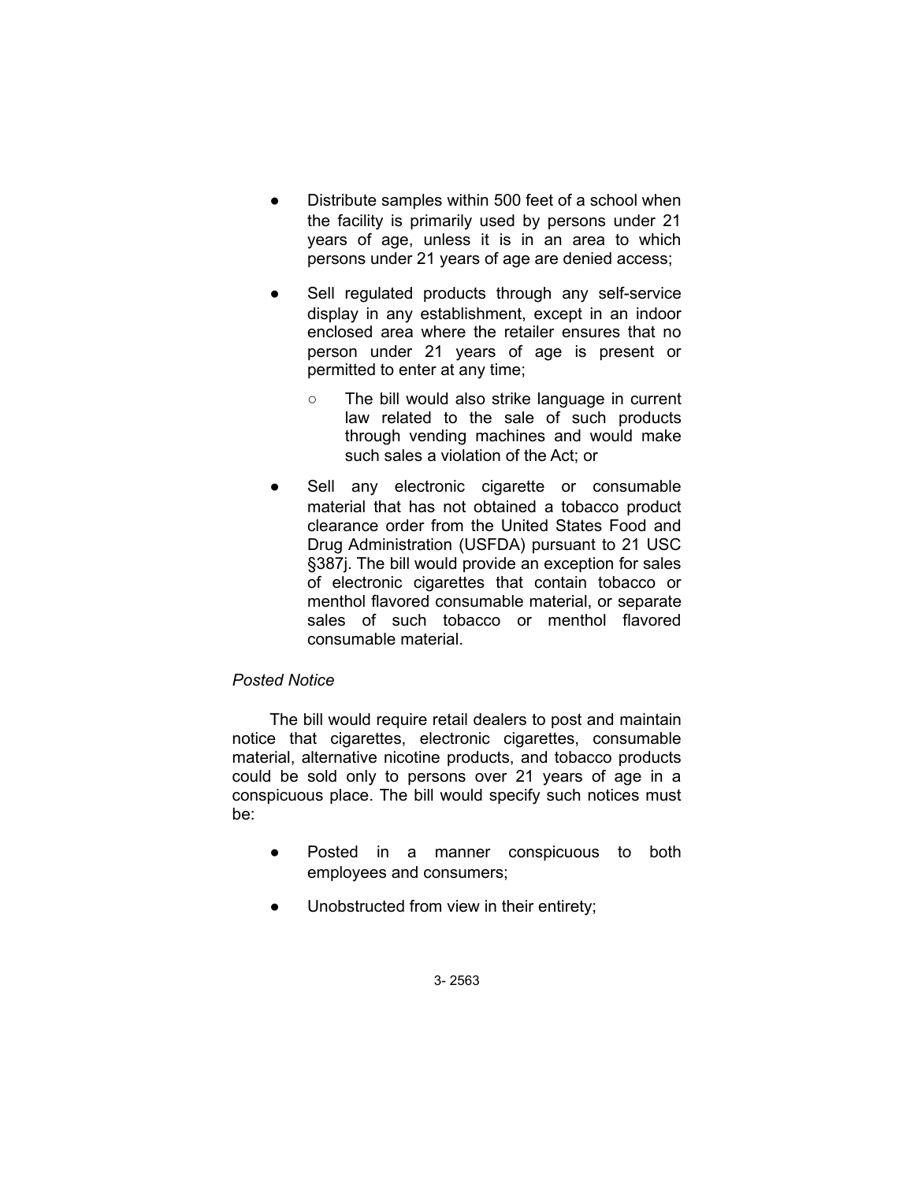- Distribute samples within 500 feet of a school when the facility is primarily used by persons under 21 years of age, unless it is in an area to which persons under 21 years of age are denied access;

- Sell regulated products through any self-service display in any establishment, except in an indoor enclosed area where the retailer ensures that no person under 21 years of age is present or permitted to enter at any time;

  - The bill would also strike language in current law related to the sale of such products through vending machines and would make such sales a violation of the Act; or

- Sell any electronic cigarette or consumable material that has not obtained a tobacco product clearance order from the United States Food and Drug Administration (USFDA) pursuant to 21 USC §387j. The bill would provide an exception for sales of electronic cigarettes that contain tobacco or menthol flavored consumable material, or separate sales of such tobacco or menthol flavored consumable material.

*Posted Notice*

The bill would require retail dealers to post and maintain notice that cigarettes, electronic cigarettes, consumable material, alternative nicotine products, and tobacco products could be sold only to persons over 21 years of age in a conspicuous place. The bill would specify such notices must be:

- Posted in a manner conspicuous to both employees and consumers;

- Unobstructed from view in their entirety;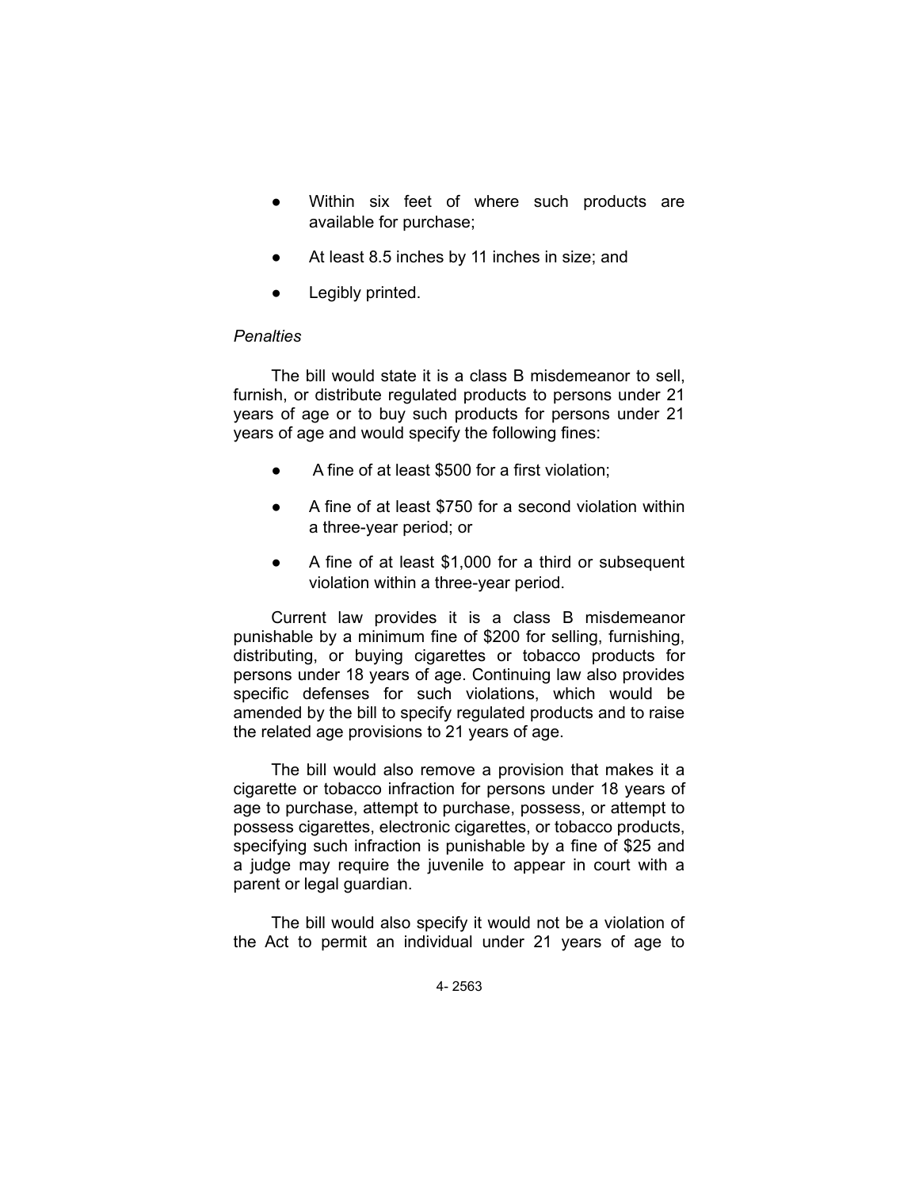- Within six feet of where such products are available for purchase;
- At least 8.5 inches by 11 inches in size; and
- Legibly printed.

*Penalties*

The bill would state it is a class B misdemeanor to sell, furnish, or distribute regulated products to persons under 21 years of age or to buy such products for persons under 21 years of age and would specify the following fines:

- A fine of at least $500 for a first violation;
- A fine of at least $750 for a second violation within a three-year period; or
- A fine of at least $1,000 for a third or subsequent violation within a three-year period.

Current law provides it is a class B misdemeanor punishable by a minimum fine of $200 for selling, furnishing, distributing, or buying cigarettes or tobacco products for persons under 18 years of age. Continuing law also provides specific defenses for such violations, which would be amended by the bill to specify regulated products and to raise the related age provisions to 21 years of age.

The bill would also remove a provision that makes it a cigarette or tobacco infraction for persons under 18 years of age to purchase, attempt to purchase, possess, or attempt to possess cigarettes, electronic cigarettes, or tobacco products, specifying such infraction is punishable by a fine of $25 and a judge may require the juvenile to appear in court with a parent or legal guardian.

The bill would also specify it would not be a violation of the Act to permit an individual under 21 years of age to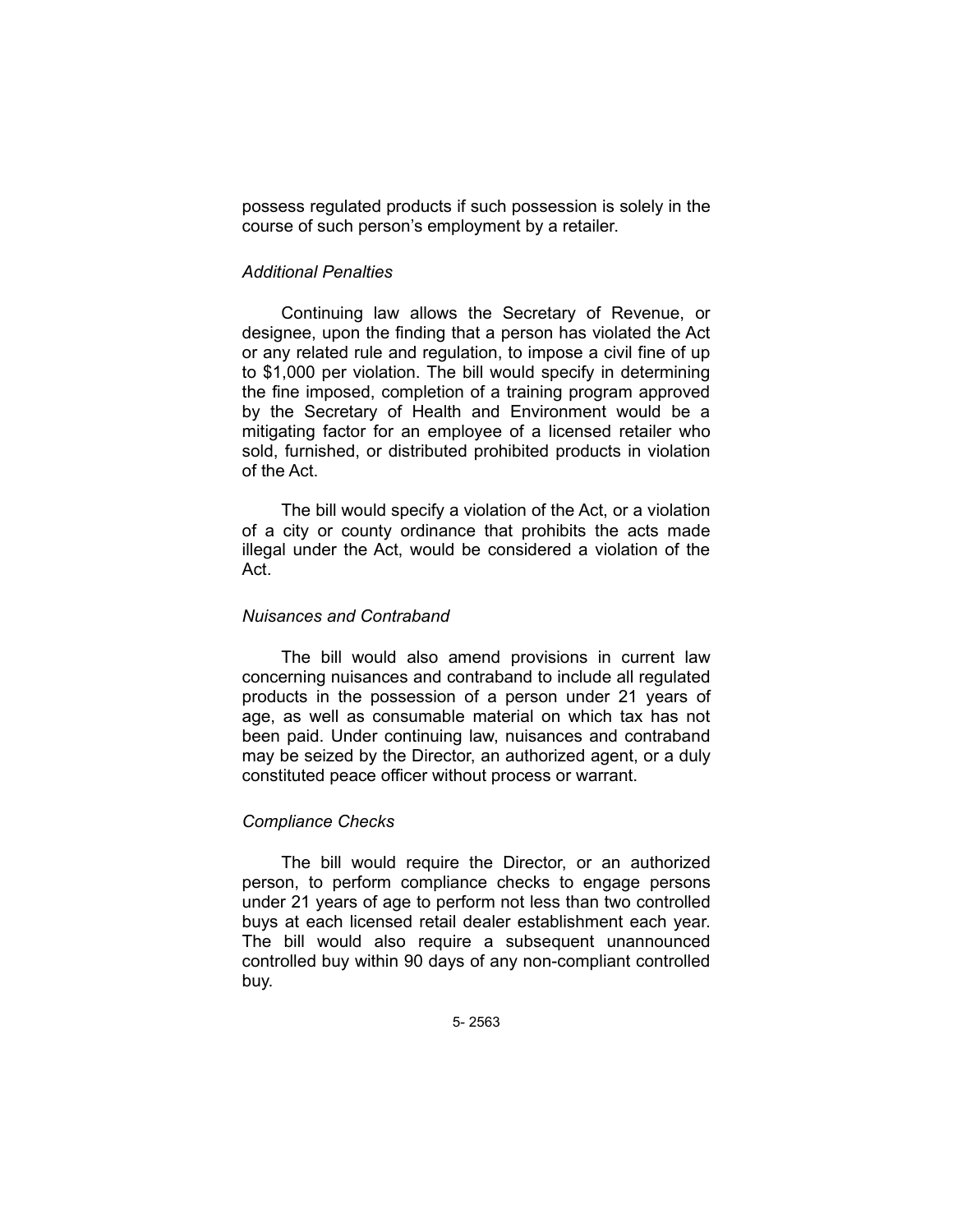possess regulated products if such possession is solely in the course of such person's employment by a retailer.

*Additional Penalties*

Continuing law allows the Secretary of Revenue, or designee, upon the finding that a person has violated the Act or any related rule and regulation, to impose a civil fine of up to $1,000 per violation. The bill would specify in determining the fine imposed, completion of a training program approved by the Secretary of Health and Environment would be a mitigating factor for an employee of a licensed retailer who sold, furnished, or distributed prohibited products in violation of the Act.

The bill would specify a violation of the Act, or a violation of a city or county ordinance that prohibits the acts made illegal under the Act, would be considered a violation of the Act.

*Nuisances and Contraband*

The bill would also amend provisions in current law concerning nuisances and contraband to include all regulated products in the possession of a person under 21 years of age, as well as consumable material on which tax has not been paid. Under continuing law, nuisances and contraband may be seized by the Director, an authorized agent, or a duly constituted peace officer without process or warrant.

*Compliance Checks*

The bill would require the Director, or an authorized person, to perform compliance checks to engage persons under 21 years of age to perform not less than two controlled buys at each licensed retail dealer establishment each year. The bill would also require a subsequent unannounced controlled buy within 90 days of any non-compliant controlled buy.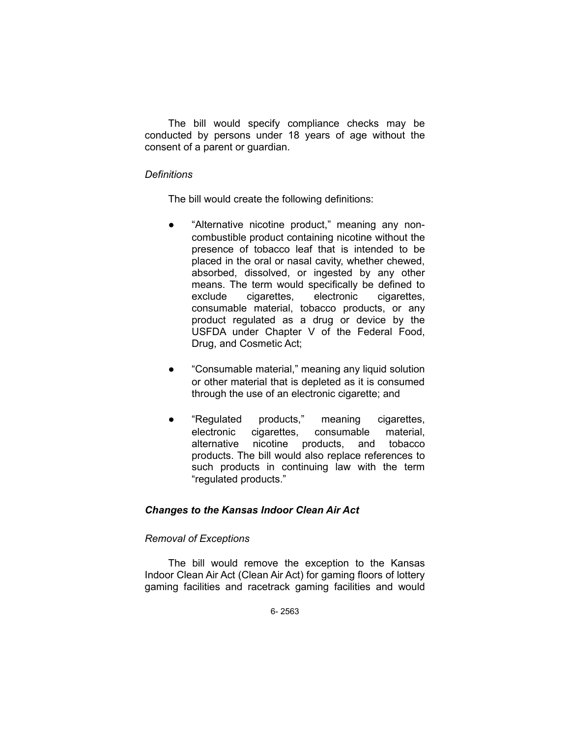The bill would specify compliance checks may be conducted by persons under 18 years of age without the consent of a parent or guardian.

*Definitions*

The bill would create the following definitions:

- "Alternative nicotine product," meaning any non-combustible product containing nicotine without the presence of tobacco leaf that is intended to be placed in the oral or nasal cavity, whether chewed, absorbed, dissolved, or ingested by any other means. The term would specifically be defined to exclude cigarettes, electronic cigarettes, consumable material, tobacco products, or any product regulated as a drug or device by the USFDA under Chapter V of the Federal Food, Drug, and Cosmetic Act;

- "Consumable material," meaning any liquid solution or other material that is depleted as it is consumed through the use of an electronic cigarette; and

- "Regulated products," meaning cigarettes, electronic cigarettes, consumable material, alternative nicotine products, and tobacco products. The bill would also replace references to such products in continuing law with the term "regulated products."

***Changes to the Kansas Indoor Clean Air Act***

*Removal of Exceptions*

The bill would remove the exception to the Kansas Indoor Clean Air Act (Clean Air Act) for gaming floors of lottery gaming facilities and racetrack gaming facilities and would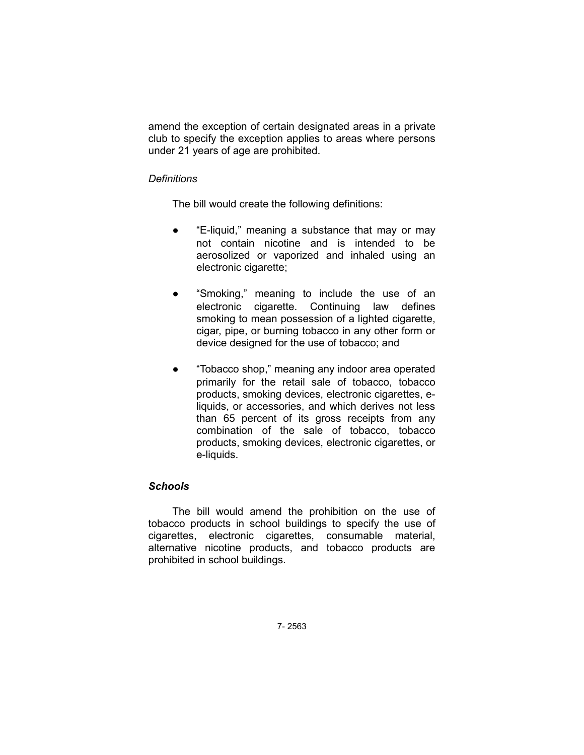amend the exception of certain designated areas in a private club to specify the exception applies to areas where persons under 21 years of age are prohibited.

*Definitions*

The bill would create the following definitions:

- "E-liquid," meaning a substance that may or may not contain nicotine and is intended to be aerosolized or vaporized and inhaled using an electronic cigarette;
- "Smoking," meaning to include the use of an electronic cigarette. Continuing law defines smoking to mean possession of a lighted cigarette, cigar, pipe, or burning tobacco in any other form or device designed for the use of tobacco; and
- "Tobacco shop," meaning any indoor area operated primarily for the retail sale of tobacco, tobacco products, smoking devices, electronic cigarettes, e-liquids, or accessories, and which derives not less than 65 percent of its gross receipts from any combination of the sale of tobacco, tobacco products, smoking devices, electronic cigarettes, or e-liquids.

***Schools***

The bill would amend the prohibition on the use of tobacco products in school buildings to specify the use of cigarettes, electronic cigarettes, consumable material, alternative nicotine products, and tobacco products are prohibited in school buildings.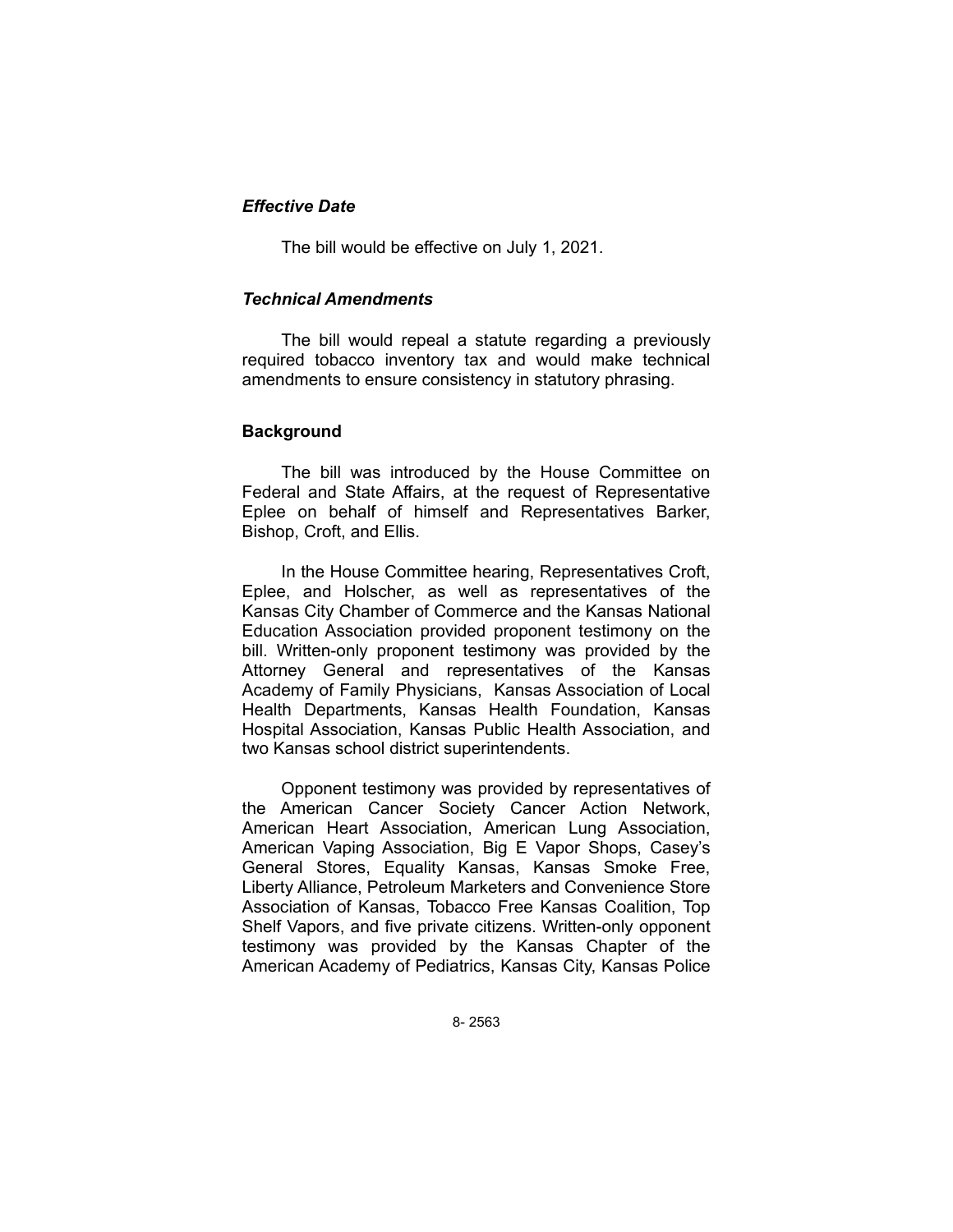### *Effective Date*

The bill would be effective on July 1, 2021.

### *Technical Amendments*

The bill would repeal a statute regarding a previously required tobacco inventory tax and would make technical amendments to ensure consistency in statutory phrasing.

## Background

The bill was introduced by the House Committee on Federal and State Affairs, at the request of Representative Eplee on behalf of himself and Representatives Barker, Bishop, Croft, and Ellis.

In the House Committee hearing, Representatives Croft, Eplee, and Holscher, as well as representatives of the Kansas City Chamber of Commerce and the Kansas National Education Association provided proponent testimony on the bill. Written-only proponent testimony was provided by the Attorney General and representatives of the Kansas Academy of Family Physicians, Kansas Association of Local Health Departments, Kansas Health Foundation, Kansas Hospital Association, Kansas Public Health Association, and two Kansas school district superintendents.

Opponent testimony was provided by representatives of the American Cancer Society Cancer Action Network, American Heart Association, American Lung Association, American Vaping Association, Big E Vapor Shops, Casey's General Stores, Equality Kansas, Kansas Smoke Free, Liberty Alliance, Petroleum Marketers and Convenience Store Association of Kansas, Tobacco Free Kansas Coalition, Top Shelf Vapors, and five private citizens. Written-only opponent testimony was provided by the Kansas Chapter of the American Academy of Pediatrics, Kansas City, Kansas Police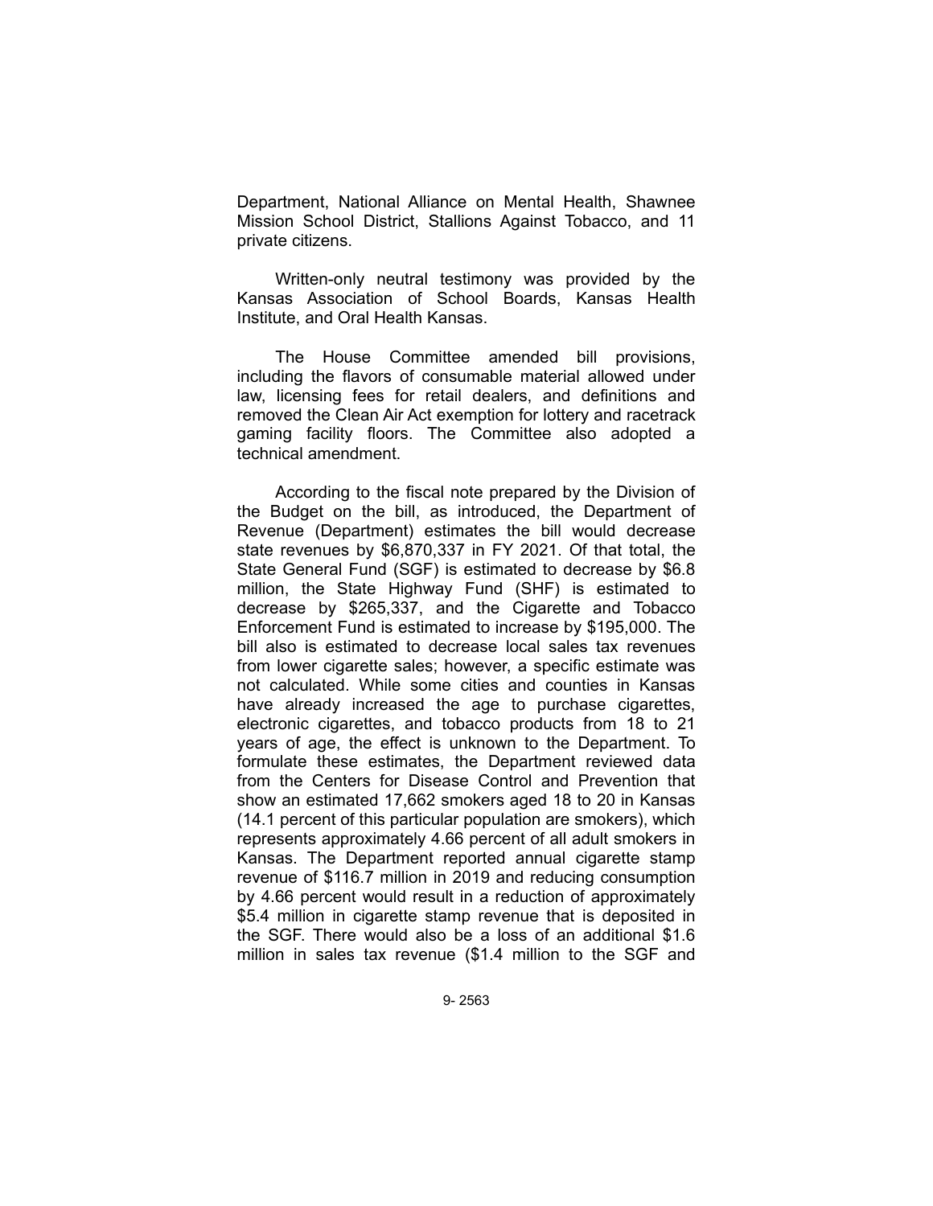Department, National Alliance on Mental Health, Shawnee Mission School District, Stallions Against Tobacco, and 11 private citizens.

Written-only neutral testimony was provided by the Kansas Association of School Boards, Kansas Health Institute, and Oral Health Kansas.

The House Committee amended bill provisions, including the flavors of consumable material allowed under law, licensing fees for retail dealers, and definitions and removed the Clean Air Act exemption for lottery and racetrack gaming facility floors. The Committee also adopted a technical amendment.

According to the fiscal note prepared by the Division of the Budget on the bill, as introduced, the Department of Revenue (Department) estimates the bill would decrease state revenues by $6,870,337 in FY 2021. Of that total, the State General Fund (SGF) is estimated to decrease by $6.8 million, the State Highway Fund (SHF) is estimated to decrease by $265,337, and the Cigarette and Tobacco Enforcement Fund is estimated to increase by $195,000. The bill also is estimated to decrease local sales tax revenues from lower cigarette sales; however, a specific estimate was not calculated. While some cities and counties in Kansas have already increased the age to purchase cigarettes, electronic cigarettes, and tobacco products from 18 to 21 years of age, the effect is unknown to the Department. To formulate these estimates, the Department reviewed data from the Centers for Disease Control and Prevention that show an estimated 17,662 smokers aged 18 to 20 in Kansas (14.1 percent of this particular population are smokers), which represents approximately 4.66 percent of all adult smokers in Kansas. The Department reported annual cigarette stamp revenue of $116.7 million in 2019 and reducing consumption by 4.66 percent would result in a reduction of approximately $5.4 million in cigarette stamp revenue that is deposited in the SGF. There would also be a loss of an additional $1.6 million in sales tax revenue ($1.4 million to the SGF and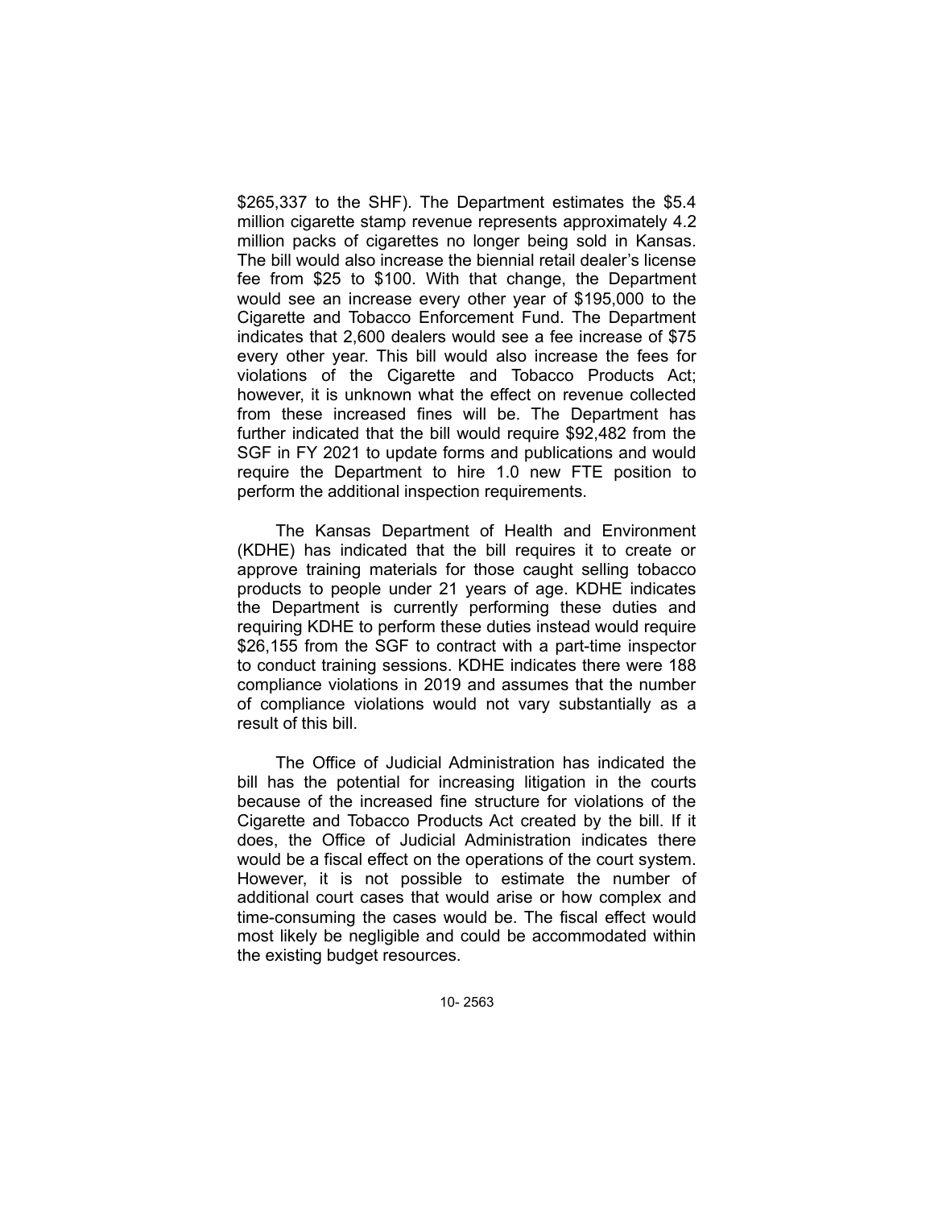$265,337 to the SHF). The Department estimates the $5.4 million cigarette stamp revenue represents approximately 4.2 million packs of cigarettes no longer being sold in Kansas. The bill would also increase the biennial retail dealer's license fee from $25 to $100. With that change, the Department would see an increase every other year of $195,000 to the Cigarette and Tobacco Enforcement Fund. The Department indicates that 2,600 dealers would see a fee increase of $75 every other year. This bill would also increase the fees for violations of the Cigarette and Tobacco Products Act; however, it is unknown what the effect on revenue collected from these increased fines will be. The Department has further indicated that the bill would require $92,482 from the SGF in FY 2021 to update forms and publications and would require the Department to hire 1.0 new FTE position to perform the additional inspection requirements.

The Kansas Department of Health and Environment (KDHE) has indicated that the bill requires it to create or approve training materials for those caught selling tobacco products to people under 21 years of age. KDHE indicates the Department is currently performing these duties and requiring KDHE to perform these duties instead would require $26,155 from the SGF to contract with a part-time inspector to conduct training sessions. KDHE indicates there were 188 compliance violations in 2019 and assumes that the number of compliance violations would not vary substantially as a result of this bill.

The Office of Judicial Administration has indicated the bill has the potential for increasing litigation in the courts because of the increased fine structure for violations of the Cigarette and Tobacco Products Act created by the bill. If it does, the Office of Judicial Administration indicates there would be a fiscal effect on the operations of the court system. However, it is not possible to estimate the number of additional court cases that would arise or how complex and time-consuming the cases would be. The fiscal effect would most likely be negligible and could be accommodated within the existing budget resources.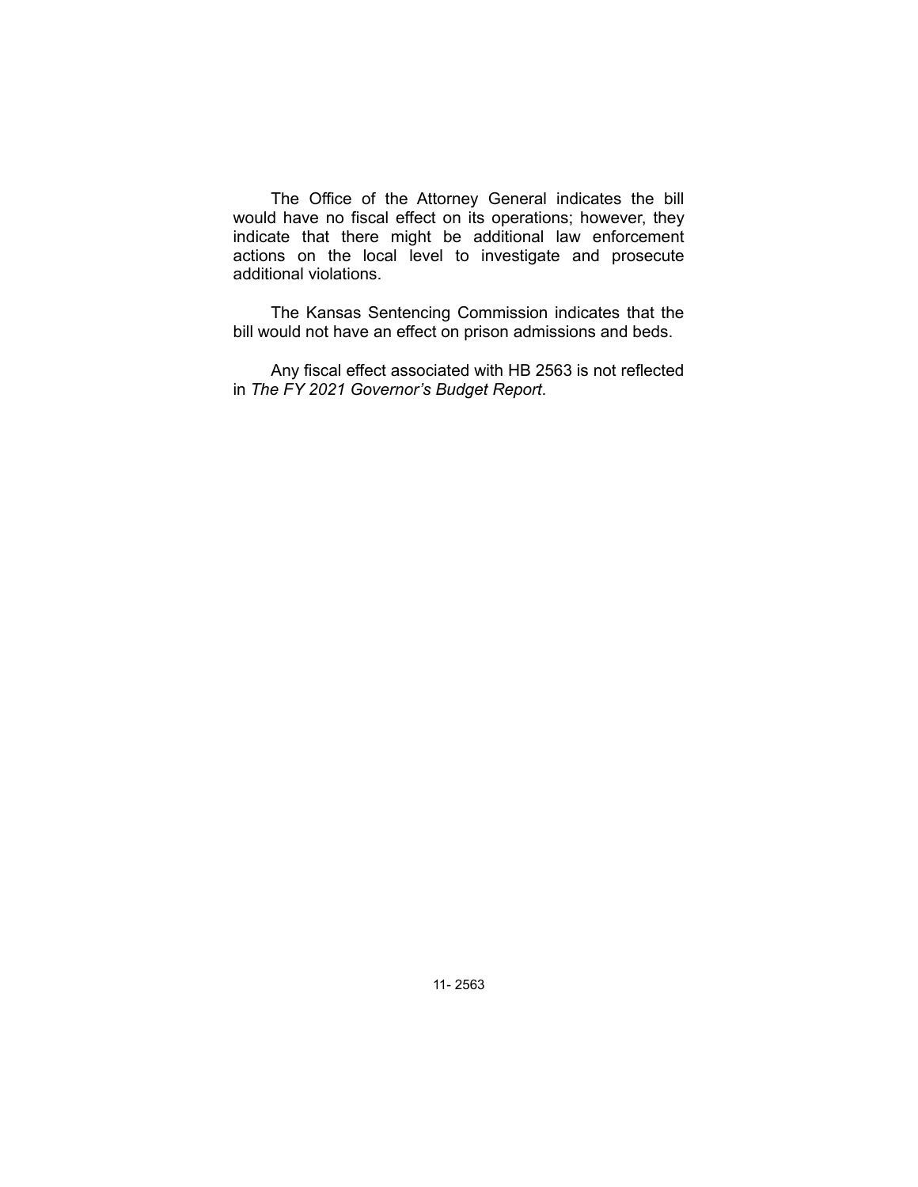The Office of the Attorney General indicates the bill would have no fiscal effect on its operations; however, they indicate that there might be additional law enforcement actions on the local level to investigate and prosecute additional violations.

The Kansas Sentencing Commission indicates that the bill would not have an effect on prison admissions and beds.

Any fiscal effect associated with HB 2563 is not reflected in *The FY 2021 Governor's Budget Report*.